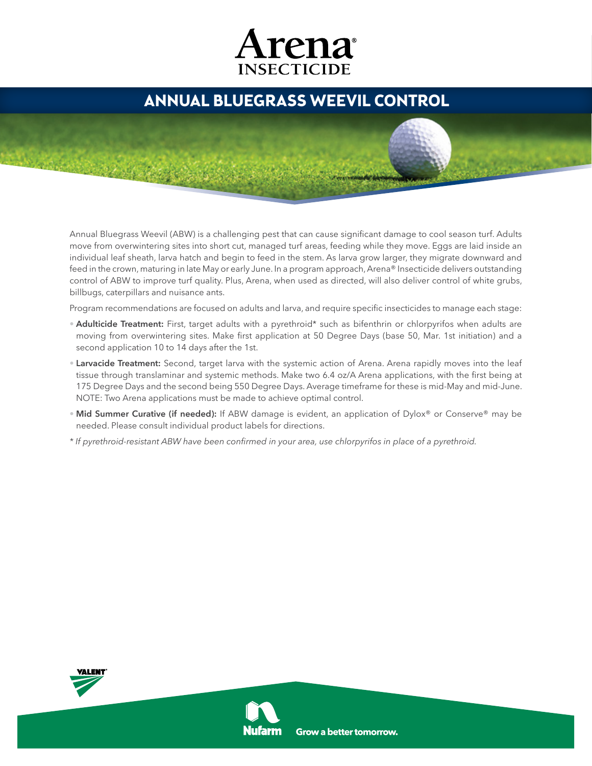# Arena® INSECTICIDE

## ANNUAL BLUEGRASS WEEVIL CONTROL

Annual Bluegrass Weevil (ABW) is a challenging pest that can cause significant damage to cool season turf. Adults move from overwintering sites into short cut, managed turf areas, feeding while they move. Eggs are laid inside an individual leaf sheath, larva hatch and begin to feed in the stem. As larva grow larger, they migrate downward and feed in the crown, maturing in late May or early June. In a program approach, Arena® Insecticide delivers outstanding control of ABW to improve turf quality. Plus, Arena, when used as directed, will also deliver control of white grubs, billbugs, caterpillars and nuisance ants.

Program recommendations are focused on adults and larva, and require specific insecticides to manage each stage:

- **Adulticide Treatment:** First, target adults with a pyrethroid* such as bifenthrin or chlorpyrifos when adults are moving from overwintering sites. Make first application at 50 Degree Days (base 50, Mar. 1st initiation) and a second application 10 to 14 days after the 1st.
- **Larvacide Treatment:** Second, target larva with the systemic action of Arena. Arena rapidly moves into the leaf tissue through translaminar and systemic methods. Make two 6.4 oz/A Arena applications, with the first being at 175 Degree Days and the second being 550 Degree Days. Average timeframe for these is mid-May and mid-June. NOTE: Two Arena applications must be made to achieve optimal control.
- **Mid Summer Curative (if needed):** If ABW damage is evident, an application of Dylox® or Conserve® may be needed. Please consult individual product labels for directions.

*\* If pyrethroid-resistant ABW have been confirmed in your area, use chlorpyrifos in place of a pyrethroid.*

VALENT

Nufarm Grow a better tomorrow.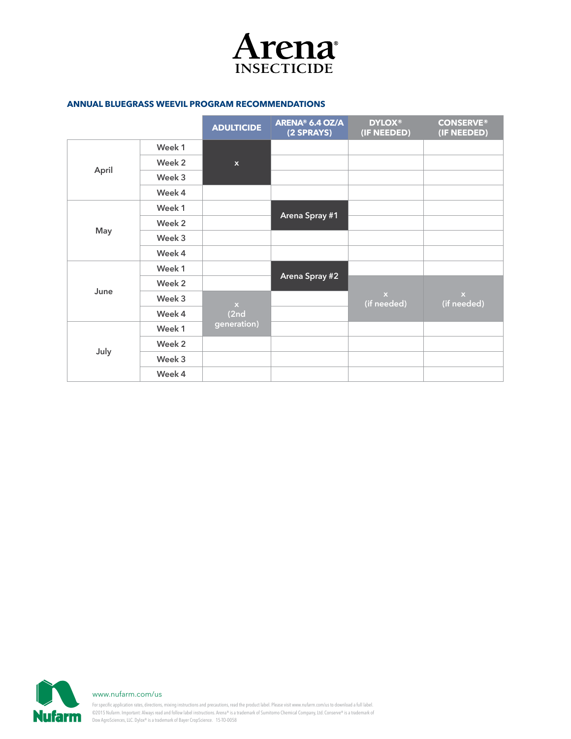# Arena® INSECTICIDE

## ANNUAL BLUEGRASS WEEVIL PROGRAM RECOMMENDATIONS

| | | ADULTICIDE | ARENA® 6.4 OZ/A (2 SPRAYS) | DYLOX® (IF NEEDED) | CONSERVE® (IF NEEDED) |
|---|---|---|---|---|---|
| April | Week 1 | x | | | |
| | Week 2 | | | | |
| | Week 3 | | | | |
| | Week 4 | | | | |
| May | Week 1 | | Arena Spray #1 | | |
| | Week 2 | | | | |
| | Week 3 | | | | |
| | Week 4 | | | | |
| June | Week 1 | | Arena Spray #2 | | |
| | Week 2 | | | x (if needed) | x (if needed) |
| | Week 3 | x (2nd generation) | | | |
| | Week 4 | | | | |
| July | Week 1 | | | | |
| | Week 2 | | | | |
| | Week 3 | | | | |
| | Week 4 | | | | |

Nufarm

www.nufarm.com/us

For specific application rates, directions, mixing instructions and precautions, read the product label. Please visit www.nufarm.com/us to download a full label. ©2015 Nufarm. Important: Always read and follow label instructions. Arena® is a trademark of Sumitomo Chemical Company, Ltd. Conserve® is a trademark of Dow AgroSciences, LLC. Dylox® is a trademark of Bayer CropScience. 15-TO-0058